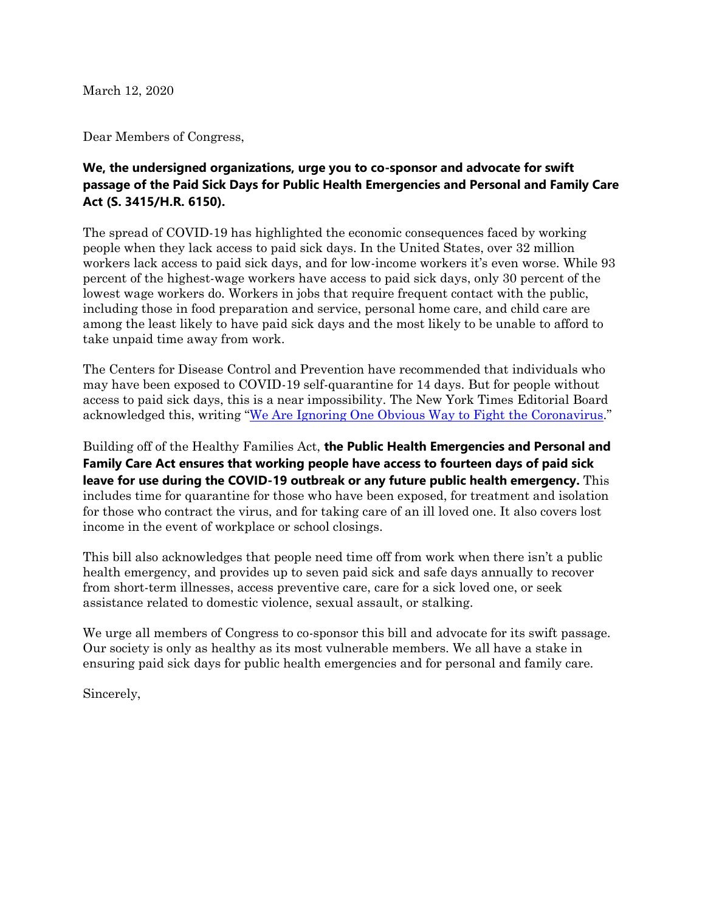March 12, 2020

Dear Members of Congress,

**We, the undersigned organizations, urge you to co-sponsor and advocate for swift passage of the Paid Sick Days for Public Health Emergencies and Personal and Family Care Act (S. 3415/H.R. 6150).**

The spread of COVID-19 has highlighted the economic consequences faced by working people when they lack access to paid sick days. In the United States, over 32 million workers lack access to paid sick days, and for low-income workers it's even worse. While 93 percent of the highest-wage workers have access to paid sick days, only 30 percent of the lowest wage workers do. Workers in jobs that require frequent contact with the public, including those in food preparation and service, personal home care, and child care are among the least likely to have paid sick days and the most likely to be unable to afford to take unpaid time away from work.

The Centers for Disease Control and Prevention have recommended that individuals who may have been exposed to COVID-19 self-quarantine for 14 days. But for people without access to paid sick days, this is a near impossibility. The New York Times Editorial Board acknowledged this, writing "[We Are Ignoring One Obvious Way to Fight the Coronavirus](#)."

Building off of the Healthy Families Act, **the Public Health Emergencies and Personal and Family Care Act ensures that working people have access to fourteen days of paid sick leave for use during the COVID-19 outbreak or any future public health emergency.** This includes time for quarantine for those who have been exposed, for treatment and isolation for those who contract the virus, and for taking care of an ill loved one. It also covers lost income in the event of workplace or school closings.

This bill also acknowledges that people need time off from work when there isn't a public health emergency, and provides up to seven paid sick and safe days annually to recover from short-term illnesses, access preventive care, care for a sick loved one, or seek assistance related to domestic violence, sexual assault, or stalking.

We urge all members of Congress to co-sponsor this bill and advocate for its swift passage. Our society is only as healthy as its most vulnerable members. We all have a stake in ensuring paid sick days for public health emergencies and for personal and family care.

Sincerely,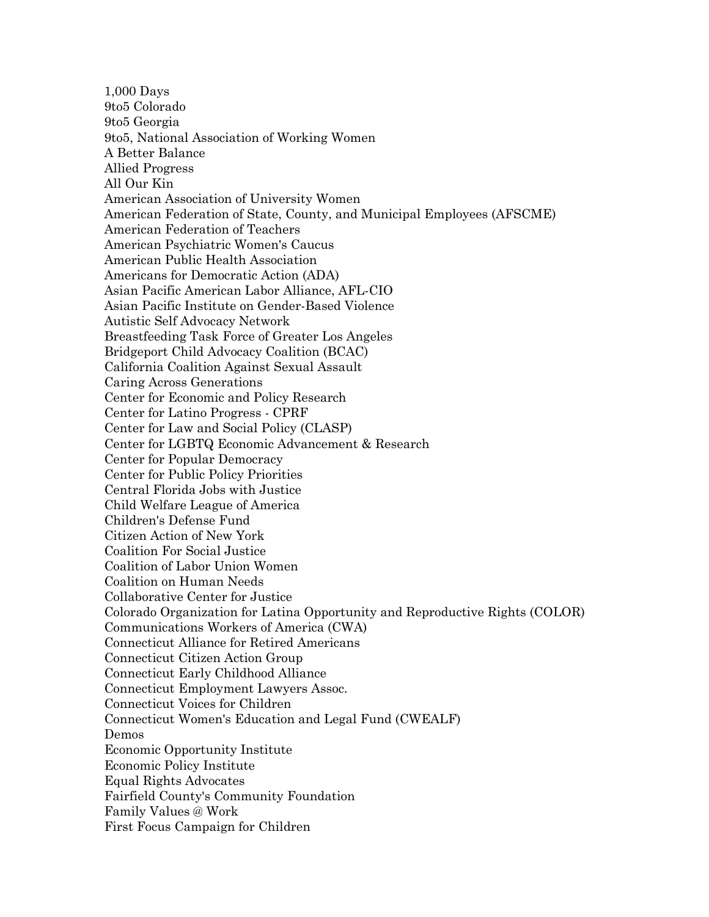1,000 Days
9to5 Colorado
9to5 Georgia
9to5, National Association of Working Women
A Better Balance
Allied Progress
All Our Kin
American Association of University Women
American Federation of State, County, and Municipal Employees (AFSCME)
American Federation of Teachers
American Psychiatric Women's Caucus
American Public Health Association
Americans for Democratic Action (ADA)
Asian Pacific American Labor Alliance, AFL-CIO
Asian Pacific Institute on Gender-Based Violence
Autistic Self Advocacy Network
Breastfeeding Task Force of Greater Los Angeles
Bridgeport Child Advocacy Coalition (BCAC)
California Coalition Against Sexual Assault
Caring Across Generations
Center for Economic and Policy Research
Center for Latino Progress - CPRF
Center for Law and Social Policy (CLASP)
Center for LGBTQ Economic Advancement & Research
Center for Popular Democracy
Center for Public Policy Priorities
Central Florida Jobs with Justice
Child Welfare League of America
Children's Defense Fund
Citizen Action of New York
Coalition For Social Justice
Coalition of Labor Union Women
Coalition on Human Needs
Collaborative Center for Justice
Colorado Organization for Latina Opportunity and Reproductive Rights (COLOR)
Communications Workers of America (CWA)
Connecticut Alliance for Retired Americans
Connecticut Citizen Action Group
Connecticut Early Childhood Alliance
Connecticut Employment Lawyers Assoc.
Connecticut Voices for Children
Connecticut Women's Education and Legal Fund (CWEALF)
Demos
Economic Opportunity Institute
Economic Policy Institute
Equal Rights Advocates
Fairfield County's Community Foundation
Family Values @ Work
First Focus Campaign for Children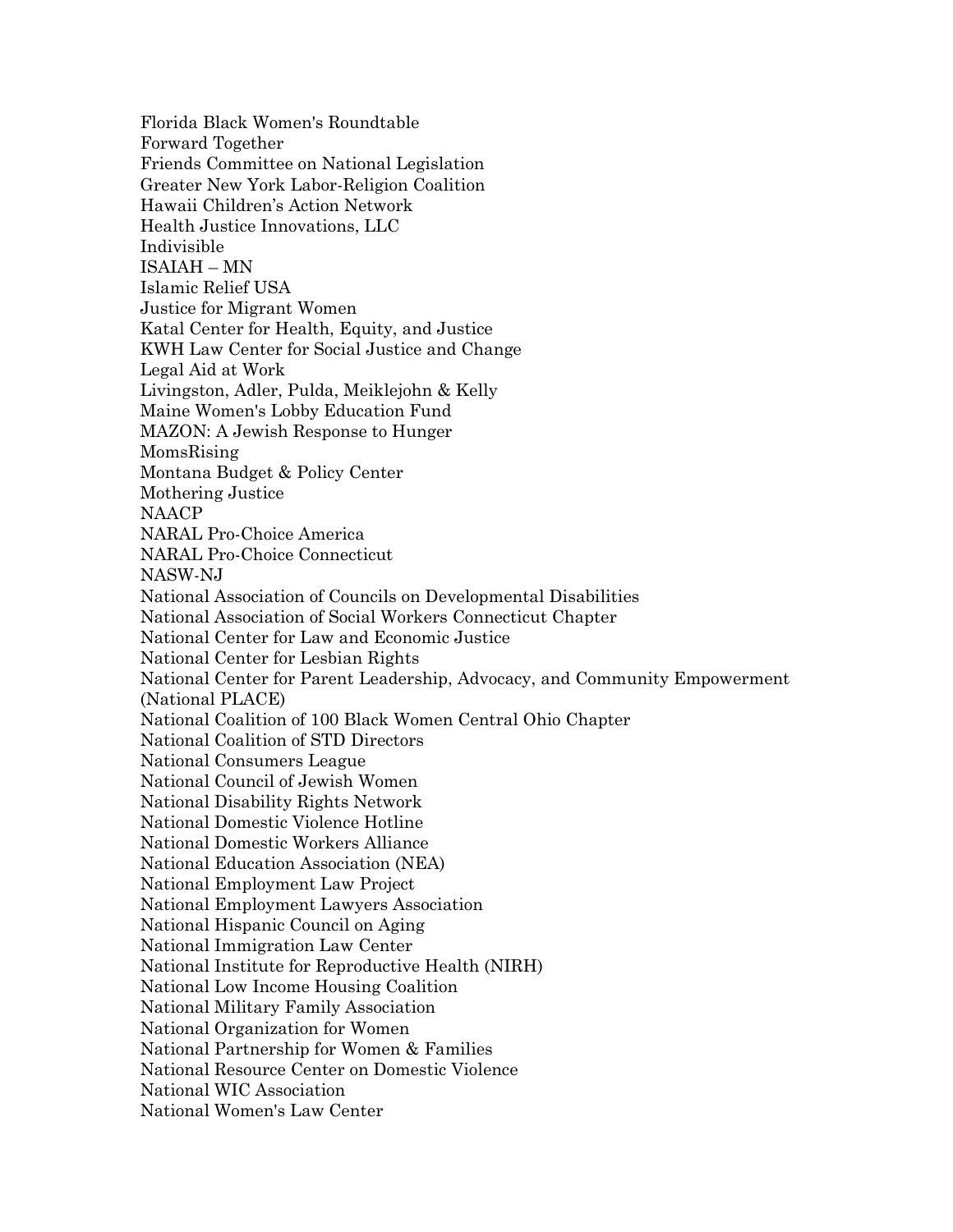Florida Black Women's Roundtable
Forward Together
Friends Committee on National Legislation
Greater New York Labor-Religion Coalition
Hawaii Children’s Action Network
Health Justice Innovations, LLC
Indivisible
ISAIAH – MN
Islamic Relief USA
Justice for Migrant Women
Katal Center for Health, Equity, and Justice
KWH Law Center for Social Justice and Change
Legal Aid at Work
Livingston, Adler, Pulda, Meiklejohn & Kelly
Maine Women's Lobby Education Fund
MAZON: A Jewish Response to Hunger
MomsRising
Montana Budget & Policy Center
Mothering Justice
NAACP
NARAL Pro-Choice America
NARAL Pro-Choice Connecticut
NASW-NJ
National Association of Councils on Developmental Disabilities
National Association of Social Workers Connecticut Chapter
National Center for Law and Economic Justice
National Center for Lesbian Rights
National Center for Parent Leadership, Advocacy, and Community Empowerment (National PLACE)
National Coalition of 100 Black Women Central Ohio Chapter
National Coalition of STD Directors
National Consumers League
National Council of Jewish Women
National Disability Rights Network
National Domestic Violence Hotline
National Domestic Workers Alliance
National Education Association (NEA)
National Employment Law Project
National Employment Lawyers Association
National Hispanic Council on Aging
National Immigration Law Center
National Institute for Reproductive Health (NIRH)
National Low Income Housing Coalition
National Military Family Association
National Organization for Women
National Partnership for Women & Families
National Resource Center on Domestic Violence
National WIC Association
National Women's Law Center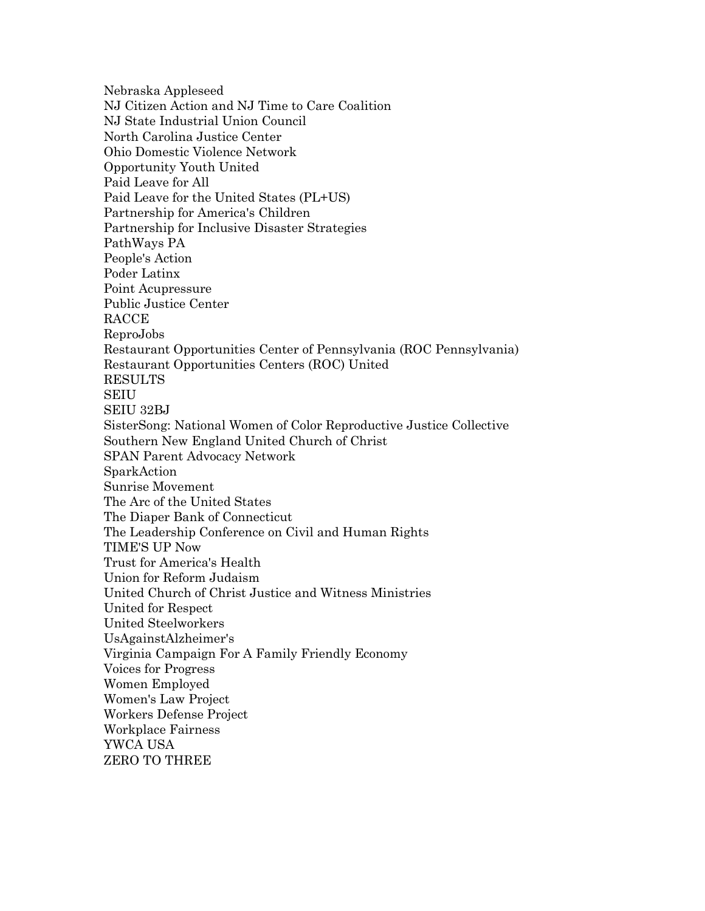Nebraska Appleseed
NJ Citizen Action and NJ Time to Care Coalition
NJ State Industrial Union Council
North Carolina Justice Center
Ohio Domestic Violence Network
Opportunity Youth United
Paid Leave for All
Paid Leave for the United States (PL+US)
Partnership for America's Children
Partnership for Inclusive Disaster Strategies
PathWays PA
People's Action
Poder Latinx
Point Acupressure
Public Justice Center
RACCE
ReproJobs
Restaurant Opportunities Center of Pennsylvania (ROC Pennsylvania)
Restaurant Opportunities Centers (ROC) United
RESULTS
SEIU
SEIU 32BJ
SisterSong: National Women of Color Reproductive Justice Collective
Southern New England United Church of Christ
SPAN Parent Advocacy Network
SparkAction
Sunrise Movement
The Arc of the United States
The Diaper Bank of Connecticut
The Leadership Conference on Civil and Human Rights
TIME'S UP Now
Trust for America's Health
Union for Reform Judaism
United Church of Christ Justice and Witness Ministries
United for Respect
United Steelworkers
UsAgainstAlzheimer's
Virginia Campaign For A Family Friendly Economy
Voices for Progress
Women Employed
Women's Law Project
Workers Defense Project
Workplace Fairness
YWCA USA
ZERO TO THREE